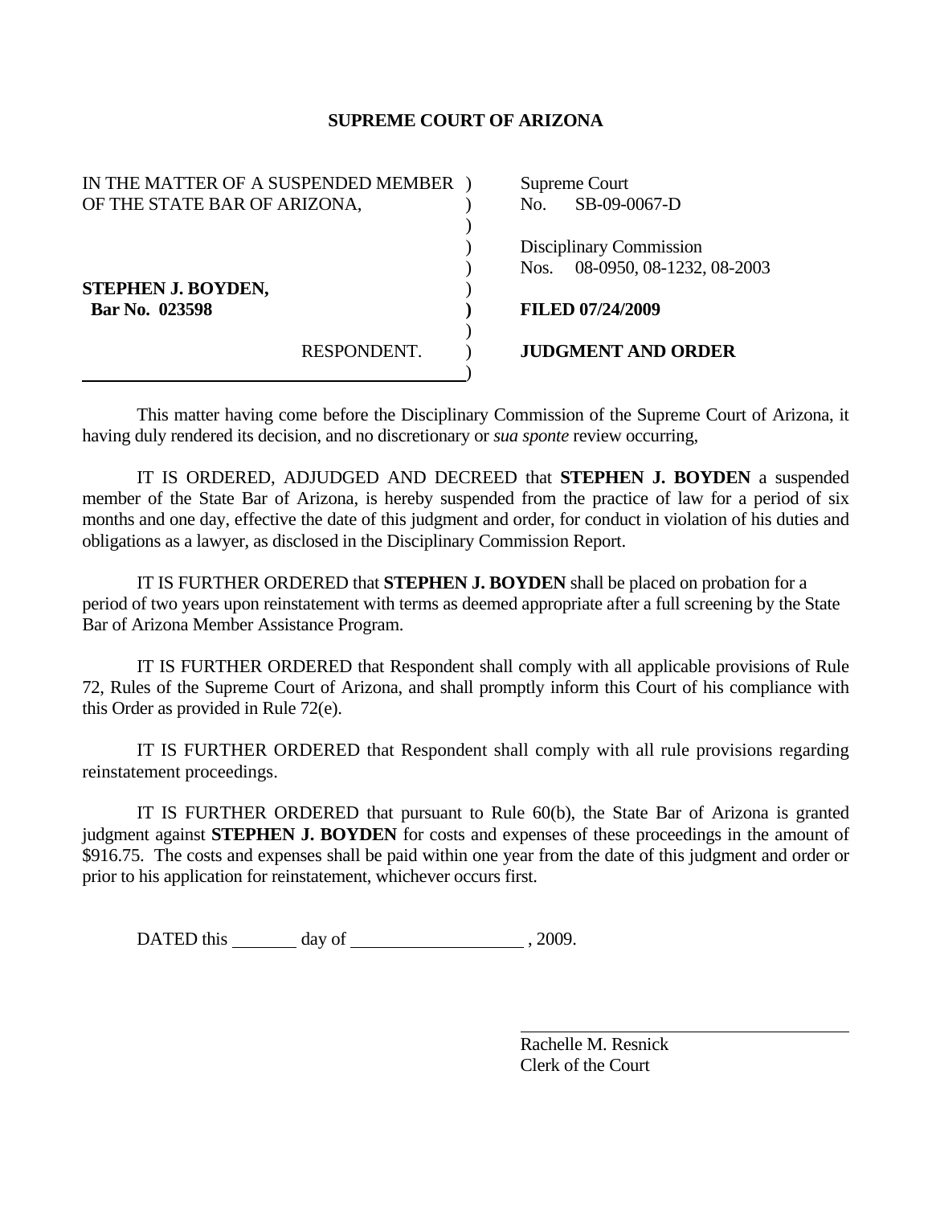**SUPREME COURT OF ARIZONA**

| | |
|---|---|
| IN THE MATTER OF A SUSPENDED MEMBER OF THE STATE BAR OF ARIZONA, | Supreme Court No. SB-09-0067-D |
| | Disciplinary Commission Nos. 08-0950, 08-1232, 08-2003 |
| **STEPHEN J. BOYDEN,** **Bar No. 023598** | **FILED 07/24/2009** |
| RESPONDENT. | **JUDGMENT AND ORDER** |

This matter having come before the Disciplinary Commission of the Supreme Court of Arizona, it having duly rendered its decision, and no discretionary or *sua sponte* review occurring,

IT IS ORDERED, ADJUDGED AND DECREED that **STEPHEN J. BOYDEN** a suspended member of the State Bar of Arizona, is hereby suspended from the practice of law for a period of six months and one day, effective the date of this judgment and order, for conduct in violation of his duties and obligations as a lawyer, as disclosed in the Disciplinary Commission Report.

IT IS FURTHER ORDERED that **STEPHEN J. BOYDEN** shall be placed on probation for a period of two years upon reinstatement with terms as deemed appropriate after a full screening by the State Bar of Arizona Member Assistance Program.

IT IS FURTHER ORDERED that Respondent shall comply with all applicable provisions of Rule 72, Rules of the Supreme Court of Arizona, and shall promptly inform this Court of his compliance with this Order as provided in Rule 72(e).

IT IS FURTHER ORDERED that Respondent shall comply with all rule provisions regarding reinstatement proceedings.

IT IS FURTHER ORDERED that pursuant to Rule 60(b), the State Bar of Arizona is granted judgment against **STEPHEN J. BOYDEN** for costs and expenses of these proceedings in the amount of $916.75. The costs and expenses shall be paid within one year from the date of this judgment and order or prior to his application for reinstatement, whichever occurs first.

DATED this \_\_\_\_\_\_\_ day of \_\_\_\_\_\_\_\_\_\_\_\_\_\_\_\_\_\_ , 2009.

\_\_\_\_\_\_\_\_\_\_\_\_\_\_\_\_\_\_\_\_\_\_\_\_\_\_\_\_\_\_\_\_\_\_\_\_

Rachelle M. Resnick
Clerk of the Court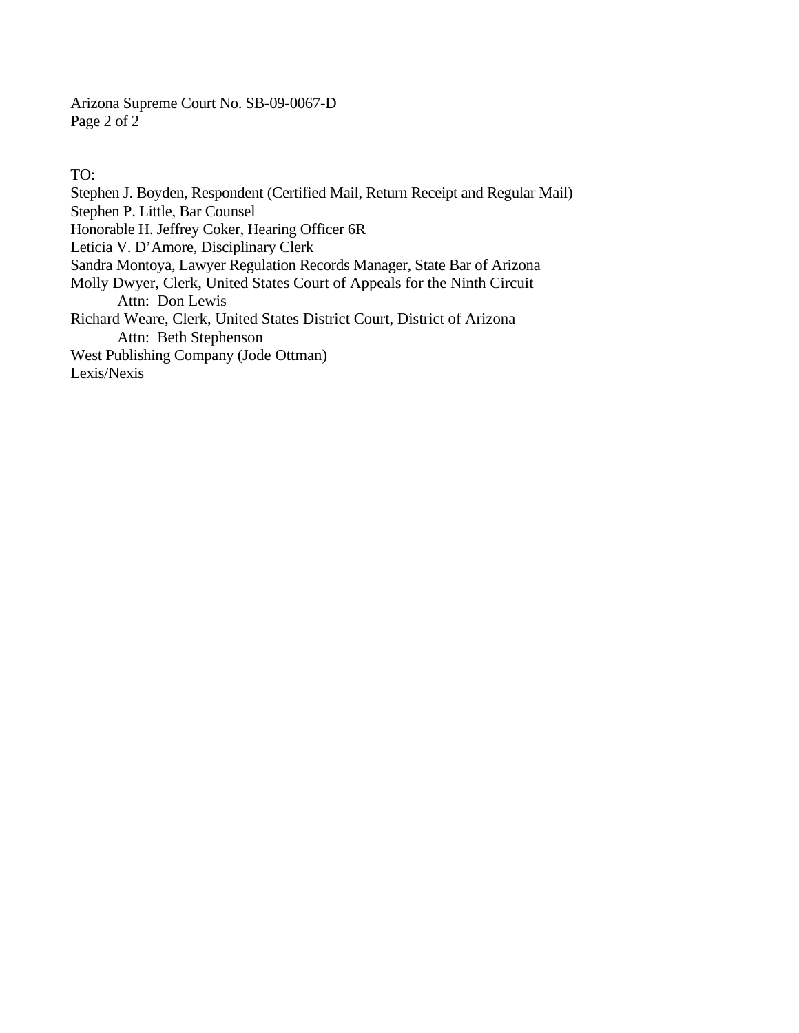TO:

Stephen J. Boyden, Respondent (Certified Mail, Return Receipt and Regular Mail)
Stephen P. Little, Bar Counsel
Honorable H. Jeffrey Coker, Hearing Officer 6R
Leticia V. D'Amore, Disciplinary Clerk
Sandra Montoya, Lawyer Regulation Records Manager, State Bar of Arizona
Molly Dwyer, Clerk, United States Court of Appeals for the Ninth Circuit
    Attn: Don Lewis
Richard Weare, Clerk, United States District Court, District of Arizona
    Attn: Beth Stephenson
West Publishing Company (Jode Ottman)
Lexis/Nexis